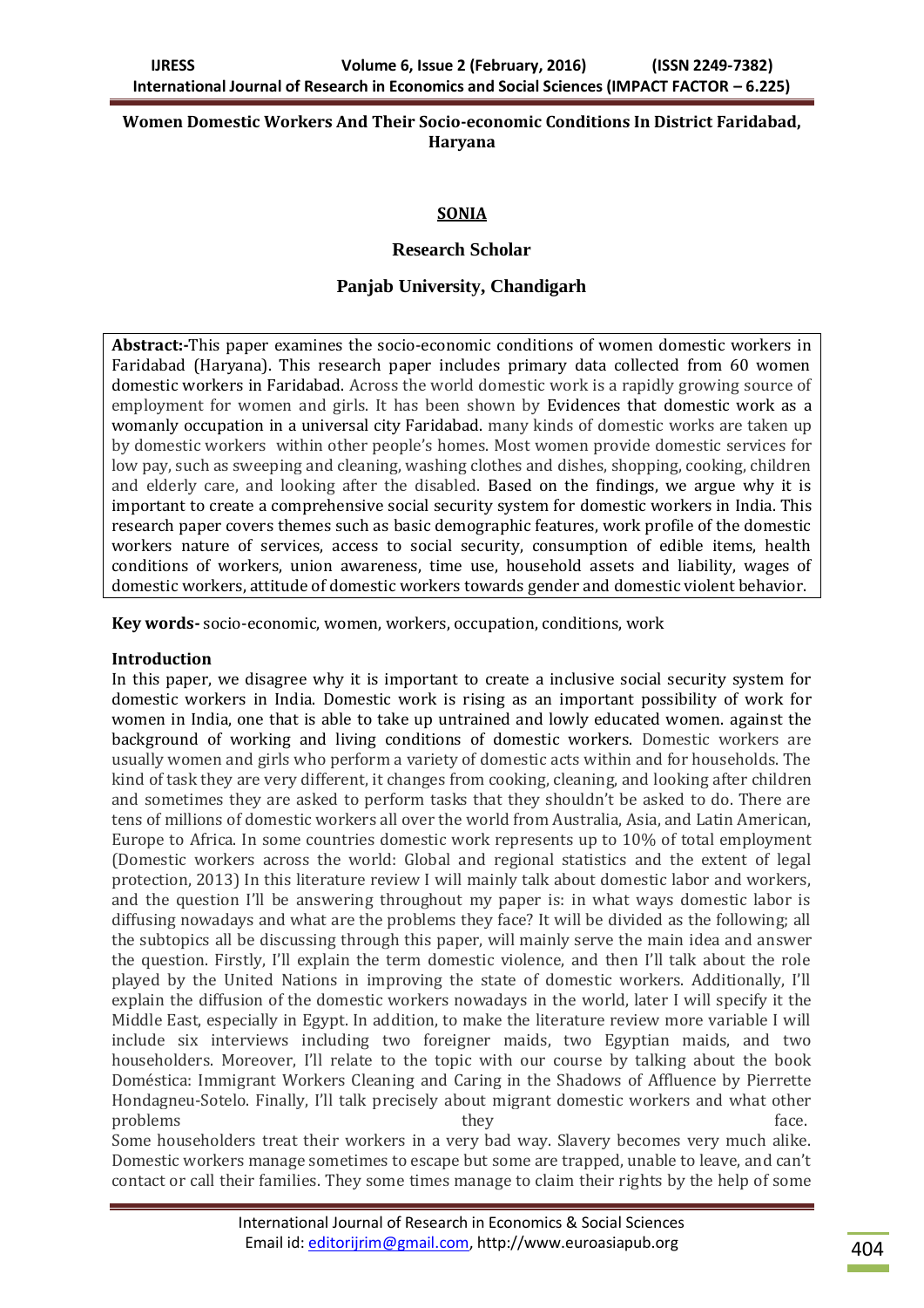# Women Domestic Workers And Their Socio-economic Conditions In District Faridabad, Haryana

**SONIA**

**Research Scholar**

**Panjab University, Chandigarh**

**Abstract:-**This paper examines the socio-economic conditions of women domestic workers in Faridabad (Haryana). This research paper includes primary data collected from 60 women domestic workers in Faridabad. Across the world domestic work is a rapidly growing source of employment for women and girls. It has been shown by Evidences that domestic work as a womanly occupation in a universal city Faridabad. many kinds of domestic works are taken up by domestic workers within other people's homes. Most women provide domestic services for low pay, such as sweeping and cleaning, washing clothes and dishes, shopping, cooking, children and elderly care, and looking after the disabled. Based on the findings, we argue why it is important to create a comprehensive social security system for domestic workers in India. This research paper covers themes such as basic demographic features, work profile of the domestic workers nature of services, access to social security, consumption of edible items, health conditions of workers, union awareness, time use, household assets and liability, wages of domestic workers, attitude of domestic workers towards gender and domestic violent behavior.

**Key words-** socio-economic, women, workers, occupation, conditions, work

**Introduction**

In this paper, we disagree why it is important to create a inclusive social security system for domestic workers in India. Domestic work is rising as an important possibility of work for women in India, one that is able to take up untrained and lowly educated women. against the background of working and living conditions of domestic workers. Domestic workers are usually women and girls who perform a variety of domestic acts within and for households. The kind of task they are very different, it changes from cooking, cleaning, and looking after children and sometimes they are asked to perform tasks that they shouldn't be asked to do. There are tens of millions of domestic workers all over the world from Australia, Asia, and Latin American, Europe to Africa. In some countries domestic work represents up to 10% of total employment (Domestic workers across the world: Global and regional statistics and the extent of legal protection, 2013) In this literature review I will mainly talk about domestic labor and workers, and the question I'll be answering throughout my paper is: in what ways domestic labor is diffusing nowadays and what are the problems they face? It will be divided as the following; all the subtopics all be discussing through this paper, will mainly serve the main idea and answer the question. Firstly, I'll explain the term domestic violence, and then I'll talk about the role played by the United Nations in improving the state of domestic workers. Additionally, I'll explain the diffusion of the domestic workers nowadays in the world, later I will specify it the Middle East, especially in Egypt. In addition, to make the literature review more variable I will include six interviews including two foreigner maids, two Egyptian maids, and two householders. Moreover, I'll relate to the topic with our course by talking about the book Doméstica: Immigrant Workers Cleaning and Caring in the Shadows of Affluence by Pierrette Hondagneu-Sotelo. Finally, I'll talk precisely about migrant domestic workers and what other problems they face.

Some householders treat their workers in a very bad way. Slavery becomes very much alike. Domestic workers manage sometimes to escape but some are trapped, unable to leave, and can't contact or call their families. They some times manage to claim their rights by the help of some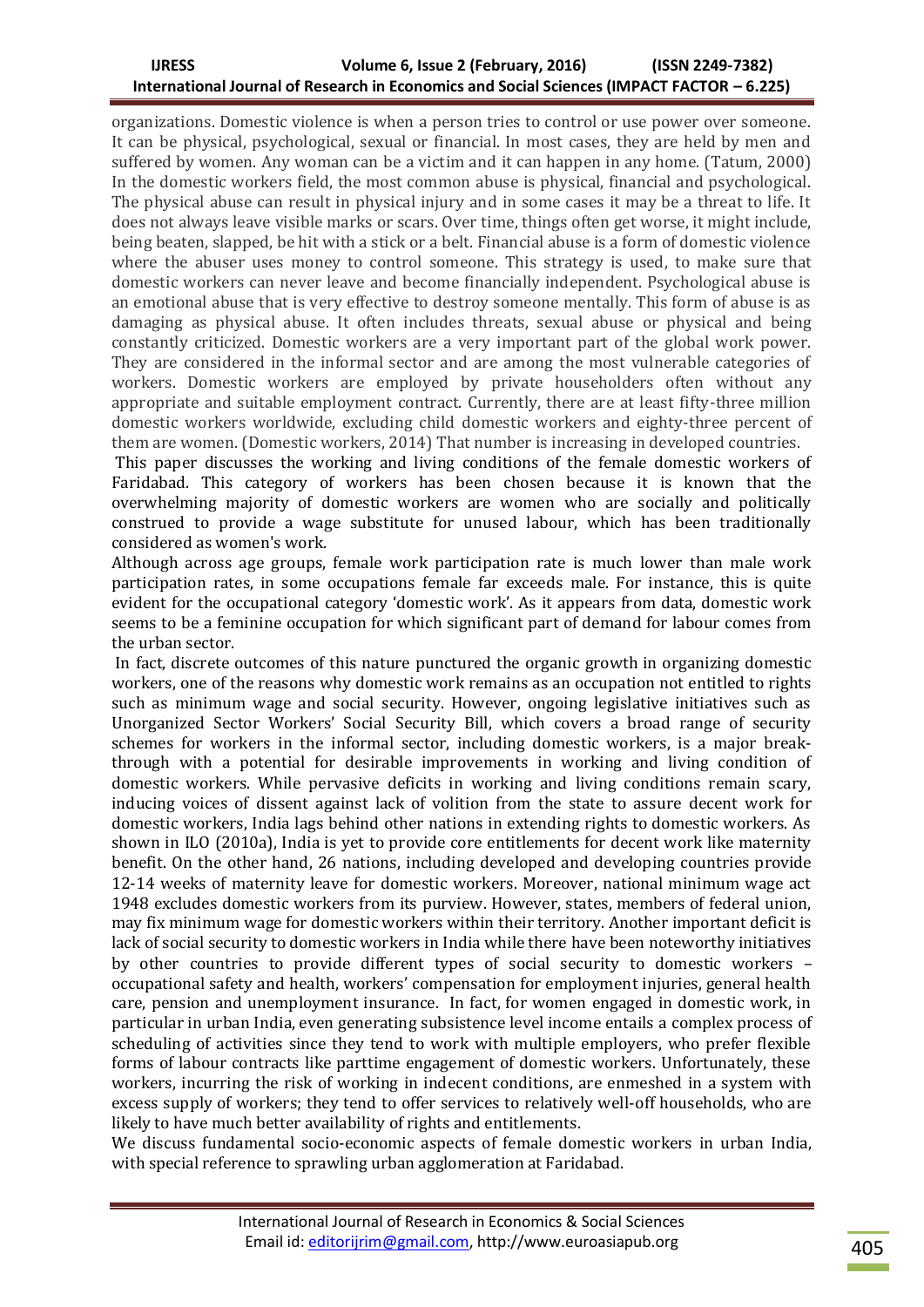organizations. Domestic violence is when a person tries to control or use power over someone. It can be physical, psychological, sexual or financial. In most cases, they are held by men and suffered by women. Any woman can be a victim and it can happen in any home. (Tatum, 2000) In the domestic workers field, the most common abuse is physical, financial and psychological. The physical abuse can result in physical injury and in some cases it may be a threat to life. It does not always leave visible marks or scars. Over time, things often get worse, it might include, being beaten, slapped, be hit with a stick or a belt. Financial abuse is a form of domestic violence where the abuser uses money to control someone. This strategy is used, to make sure that domestic workers can never leave and become financially independent. Psychological abuse is an emotional abuse that is very effective to destroy someone mentally. This form of abuse is as damaging as physical abuse. It often includes threats, sexual abuse or physical and being constantly criticized. Domestic workers are a very important part of the global work power. They are considered in the informal sector and are among the most vulnerable categories of workers. Domestic workers are employed by private householders often without any appropriate and suitable employment contract. Currently, there are at least fifty-three million domestic workers worldwide, excluding child domestic workers and eighty-three percent of them are women. (Domestic workers, 2014) That number is increasing in developed countries.

This paper discusses the working and living conditions of the female domestic workers of Faridabad. This category of workers has been chosen because it is known that the overwhelming majority of domestic workers are women who are socially and politically construed to provide a wage substitute for unused labour, which has been traditionally considered as women's work.

Although across age groups, female work participation rate is much lower than male work participation rates, in some occupations female far exceeds male. For instance, this is quite evident for the occupational category 'domestic work'. As it appears from data, domestic work seems to be a feminine occupation for which significant part of demand for labour comes from the urban sector.

In fact, discrete outcomes of this nature punctured the organic growth in organizing domestic workers, one of the reasons why domestic work remains as an occupation not entitled to rights such as minimum wage and social security. However, ongoing legislative initiatives such as Unorganized Sector Workers' Social Security Bill, which covers a broad range of security schemes for workers in the informal sector, including domestic workers, is a major break-through with a potential for desirable improvements in working and living condition of domestic workers. While pervasive deficits in working and living conditions remain scary, inducing voices of dissent against lack of volition from the state to assure decent work for domestic workers, India lags behind other nations in extending rights to domestic workers. As shown in ILO (2010a), India is yet to provide core entitlements for decent work like maternity benefit. On the other hand, 26 nations, including developed and developing countries provide 12-14 weeks of maternity leave for domestic workers. Moreover, national minimum wage act 1948 excludes domestic workers from its purview. However, states, members of federal union, may fix minimum wage for domestic workers within their territory. Another important deficit is lack of social security to domestic workers in India while there have been noteworthy initiatives by other countries to provide different types of social security to domestic workers – occupational safety and health, workers' compensation for employment injuries, general health care, pension and unemployment insurance. In fact, for women engaged in domestic work, in particular in urban India, even generating subsistence level income entails a complex process of scheduling of activities since they tend to work with multiple employers, who prefer flexible forms of labour contracts like parttime engagement of domestic workers. Unfortunately, these workers, incurring the risk of working in indecent conditions, are enmeshed in a system with excess supply of workers; they tend to offer services to relatively well-off households, who are likely to have much better availability of rights and entitlements.

We discuss fundamental socio-economic aspects of female domestic workers in urban India, with special reference to sprawling urban agglomeration at Faridabad.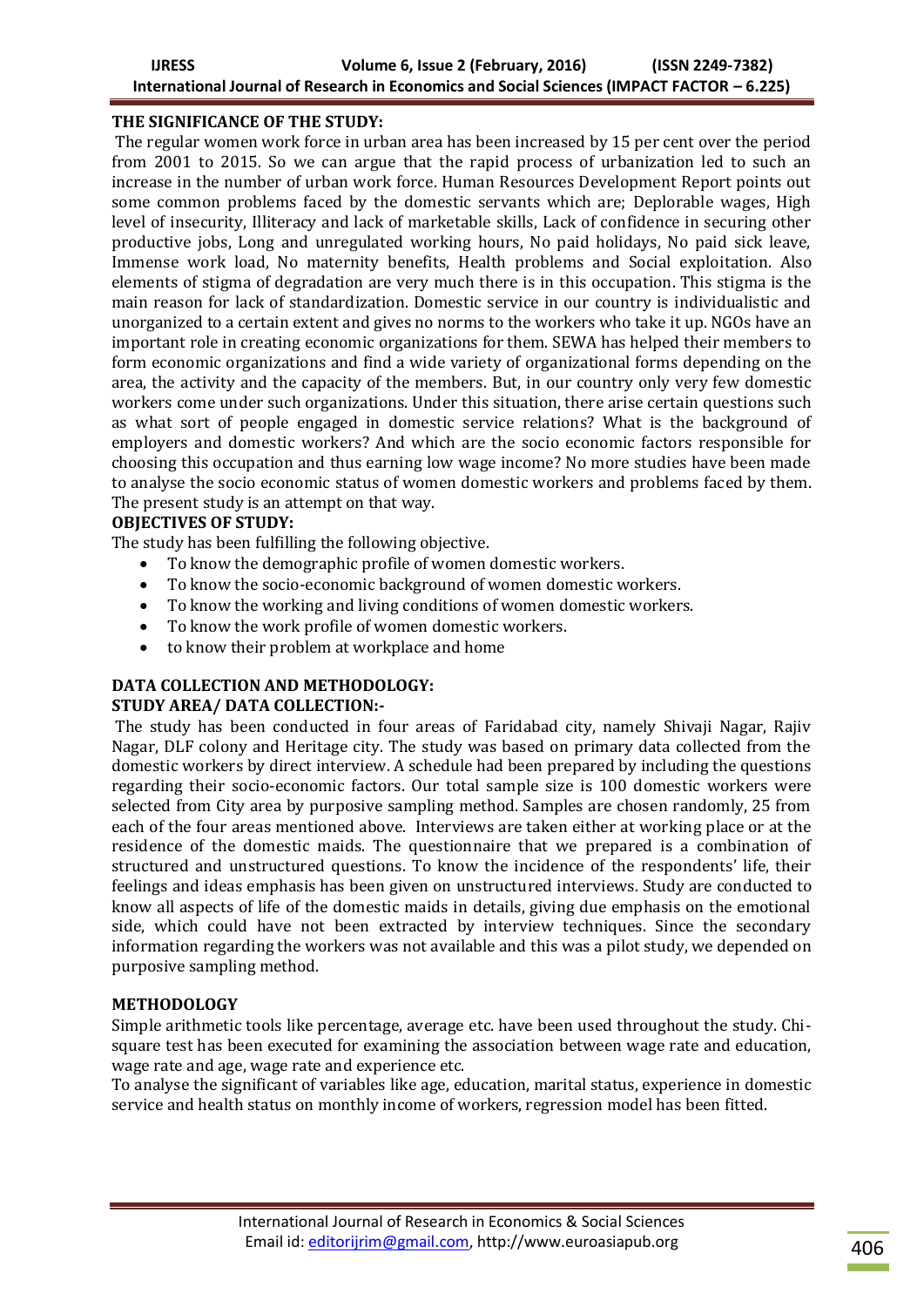**THE SIGNIFICANCE OF THE STUDY:**

The regular women work force in urban area has been increased by 15 per cent over the period from 2001 to 2015. So we can argue that the rapid process of urbanization led to such an increase in the number of urban work force. Human Resources Development Report points out some common problems faced by the domestic servants which are; Deplorable wages, High level of insecurity, Illiteracy and lack of marketable skills, Lack of confidence in securing other productive jobs, Long and unregulated working hours, No paid holidays, No paid sick leave, Immense work load, No maternity benefits, Health problems and Social exploitation. Also elements of stigma of degradation are very much there is in this occupation. This stigma is the main reason for lack of standardization. Domestic service in our country is individualistic and unorganized to a certain extent and gives no norms to the workers who take it up. NGOs have an important role in creating economic organizations for them. SEWA has helped their members to form economic organizations and find a wide variety of organizational forms depending on the area, the activity and the capacity of the members. But, in our country only very few domestic workers come under such organizations. Under this situation, there arise certain questions such as what sort of people engaged in domestic service relations? What is the background of employers and domestic workers? And which are the socio economic factors responsible for choosing this occupation and thus earning low wage income? No more studies have been made to analyse the socio economic status of women domestic workers and problems faced by them. The present study is an attempt on that way.

**OBJECTIVES OF STUDY:**

The study has been fulfilling the following objective.

- To know the demographic profile of women domestic workers.
- To know the socio-economic background of women domestic workers.
- To know the working and living conditions of women domestic workers.
- To know the work profile of women domestic workers.
- to know their problem at workplace and home

**DATA COLLECTION AND METHODOLOGY:**

**STUDY AREA/ DATA COLLECTION:-**

The study has been conducted in four areas of Faridabad city, namely Shivaji Nagar, Rajiv Nagar, DLF colony and Heritage city. The study was based on primary data collected from the domestic workers by direct interview. A schedule had been prepared by including the questions regarding their socio-economic factors. Our total sample size is 100 domestic workers were selected from City area by purposive sampling method. Samples are chosen randomly, 25 from each of the four areas mentioned above. Interviews are taken either at working place or at the residence of the domestic maids. The questionnaire that we prepared is a combination of structured and unstructured questions. To know the incidence of the respondents' life, their feelings and ideas emphasis has been given on unstructured interviews. Study are conducted to know all aspects of life of the domestic maids in details, giving due emphasis on the emotional side, which could have not been extracted by interview techniques. Since the secondary information regarding the workers was not available and this was a pilot study, we depended on purposive sampling method.

**METHODOLOGY**

Simple arithmetic tools like percentage, average etc. have been used throughout the study. Chi-square test has been executed for examining the association between wage rate and education, wage rate and age, wage rate and experience etc.

To analyse the significant of variables like age, education, marital status, experience in domestic service and health status on monthly income of workers, regression model has been fitted.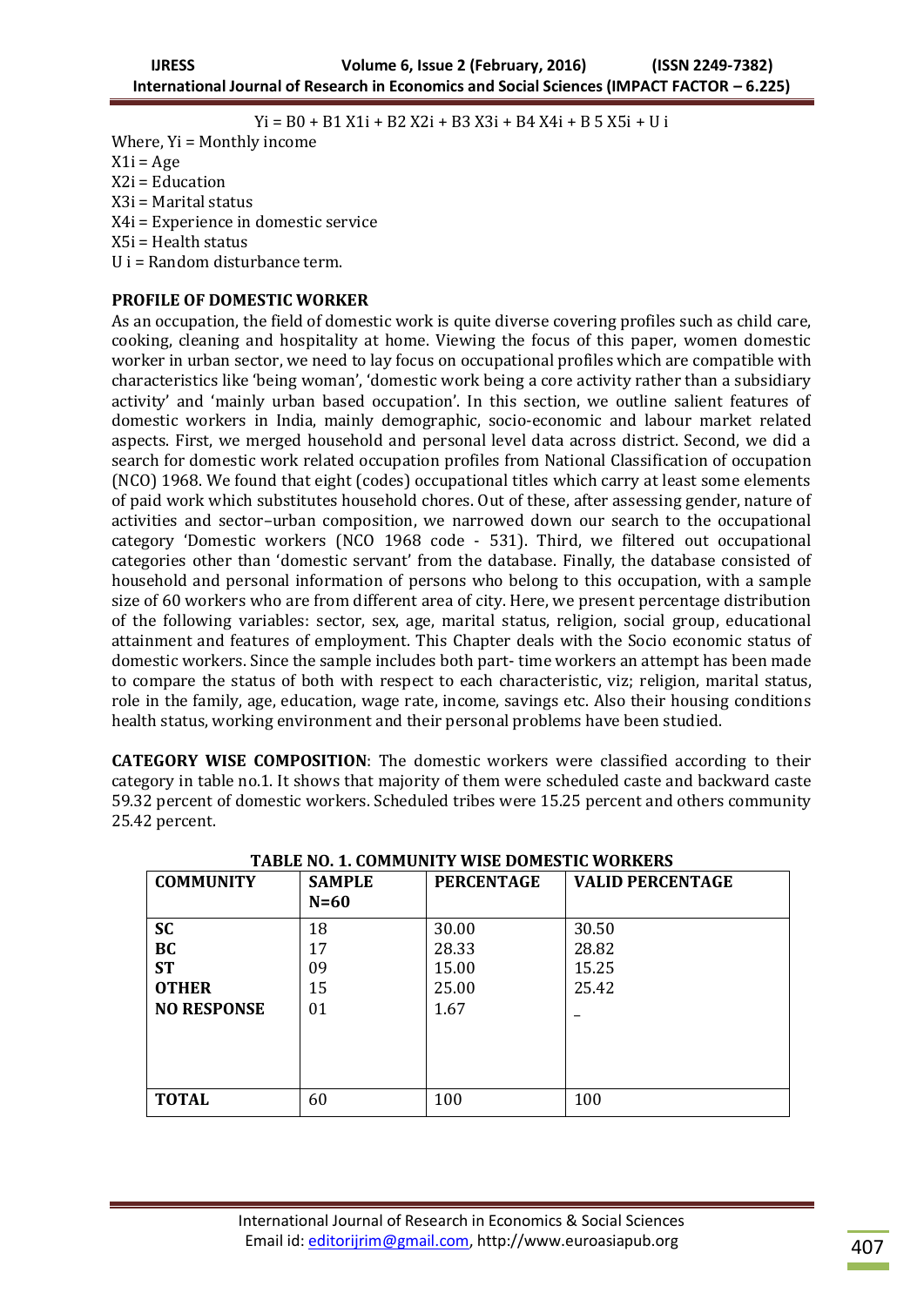$$Y_i = B_0 + B_1 X_{1i} + B_2 X_{2i} + B_3 X_{3i} + B_4 X_{4i} + B_5 X_{5i} + U_i$$

Where, $Y_i$ = Monthly income

$X_{1i}$ = Age

$X_{2i}$ = Education

$X_{3i}$ = Marital status

$X_{4i}$ = Experience in domestic service

$X_{5i}$ = Health status

$U_i$ = Random disturbance term.

**PROFILE OF DOMESTIC WORKER**

As an occupation, the field of domestic work is quite diverse covering profiles such as child care, cooking, cleaning and hospitality at home. Viewing the focus of this paper, women domestic worker in urban sector, we need to lay focus on occupational profiles which are compatible with characteristics like 'being woman', 'domestic work being a core activity rather than a subsidiary activity' and 'mainly urban based occupation'. In this section, we outline salient features of domestic workers in India, mainly demographic, socio-economic and labour market related aspects. First, we merged household and personal level data across district. Second, we did a search for domestic work related occupation profiles from National Classification of occupation (NCO) 1968. We found that eight (codes) occupational titles which carry at least some elements of paid work which substitutes household chores. Out of these, after assessing gender, nature of activities and sector–urban composition, we narrowed down our search to the occupational category 'Domestic workers (NCO 1968 code - 531). Third, we filtered out occupational categories other than 'domestic servant' from the database. Finally, the database consisted of household and personal information of persons who belong to this occupation, with a sample size of 60 workers who are from different area of city. Here, we present percentage distribution of the following variables: sector, sex, age, marital status, religion, social group, educational attainment and features of employment. This Chapter deals with the Socio economic status of domestic workers. Since the sample includes both part- time workers an attempt has been made to compare the status of both with respect to each characteristic, viz; religion, marital status, role in the family, age, education, wage rate, income, savings etc. Also their housing conditions health status, working environment and their personal problems have been studied.

**CATEGORY WISE COMPOSITION**: The domestic workers were classified according to their category in table no.1. It shows that majority of them were scheduled caste and backward caste 59.32 percent of domestic workers. Scheduled tribes were 15.25 percent and others community 25.42 percent.

**TABLE NO. 1. COMMUNITY WISE DOMESTIC WORKERS**

| COMMUNITY | SAMPLE N=60 | PERCENTAGE | VALID PERCENTAGE |
|---|---|---|---|
| **SC** | 18 | 30.00 | 30.50 |
| **BC** | 17 | 28.33 | 28.82 |
| **ST** | 09 | 15.00 | 15.25 |
| **OTHER** | 15 | 25.00 | 25.42 |
| **NO RESPONSE** | 01 | 1.67 | _ |
| **TOTAL** | 60 | 100 | 100 |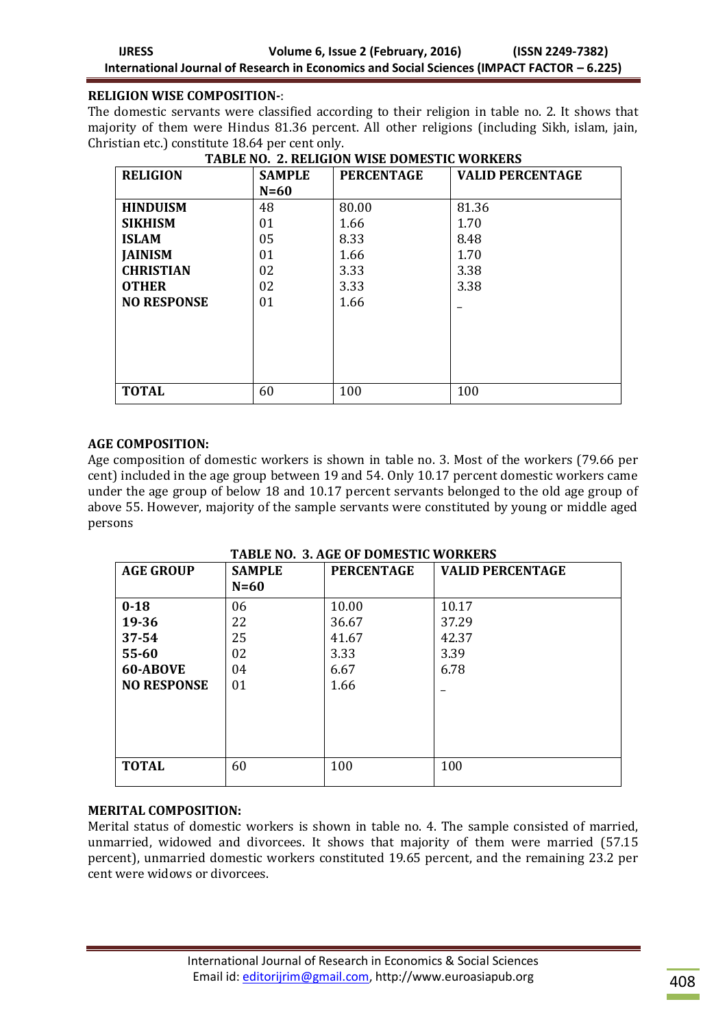**RELIGION WISE COMPOSITION-**:

The domestic servants were classified according to their religion in table no. 2. It shows that majority of them were Hindus 81.36 percent. All other religions (including Sikh, islam, jain, Christian etc.) constitute 18.64 per cent only.

**TABLE NO. 2. RELIGION WISE DOMESTIC WORKERS**

| RELIGION | SAMPLE N=60 | PERCENTAGE | VALID PERCENTAGE |
|---|---|---|---|
| **HINDUISM** | 48 | 80.00 | 81.36 |
| **SIKHISM** | 01 | 1.66 | 1.70 |
| **ISLAM** | 05 | 8.33 | 8.48 |
| **JAINISM** | 01 | 1.66 | 1.70 |
| **CHRISTIAN** | 02 | 3.33 | 3.38 |
| **OTHER** | 02 | 3.33 | 3.38 |
| **NO RESPONSE** | 01 | 1.66 | _ |
| **TOTAL** | 60 | 100 | 100 |

**AGE COMPOSITION:**

Age composition of domestic workers is shown in table no. 3. Most of the workers (79.66 per cent) included in the age group between 19 and 54. Only 10.17 percent domestic workers came under the age group of below 18 and 10.17 percent servants belonged to the old age group of above 55. However, majority of the sample servants were constituted by young or middle aged persons

**TABLE NO. 3. AGE OF DOMESTIC WORKERS**

| AGE GROUP | SAMPLE N=60 | PERCENTAGE | VALID PERCENTAGE |
|---|---|---|---|
| **0-18** | 06 | 10.00 | 10.17 |
| **19-36** | 22 | 36.67 | 37.29 |
| **37-54** | 25 | 41.67 | 42.37 |
| **55-60** | 02 | 3.33 | 3.39 |
| **60-ABOVE** | 04 | 6.67 | 6.78 |
| **NO RESPONSE** | 01 | 1.66 | _ |
| **TOTAL** | 60 | 100 | 100 |

**MERITAL COMPOSITION:**

Merital status of domestic workers is shown in table no. 4. The sample consisted of married, unmarried, widowed and divorcees. It shows that majority of them were married (57.15 percent), unmarried domestic workers constituted 19.65 percent, and the remaining 23.2 per cent were widows or divorcees.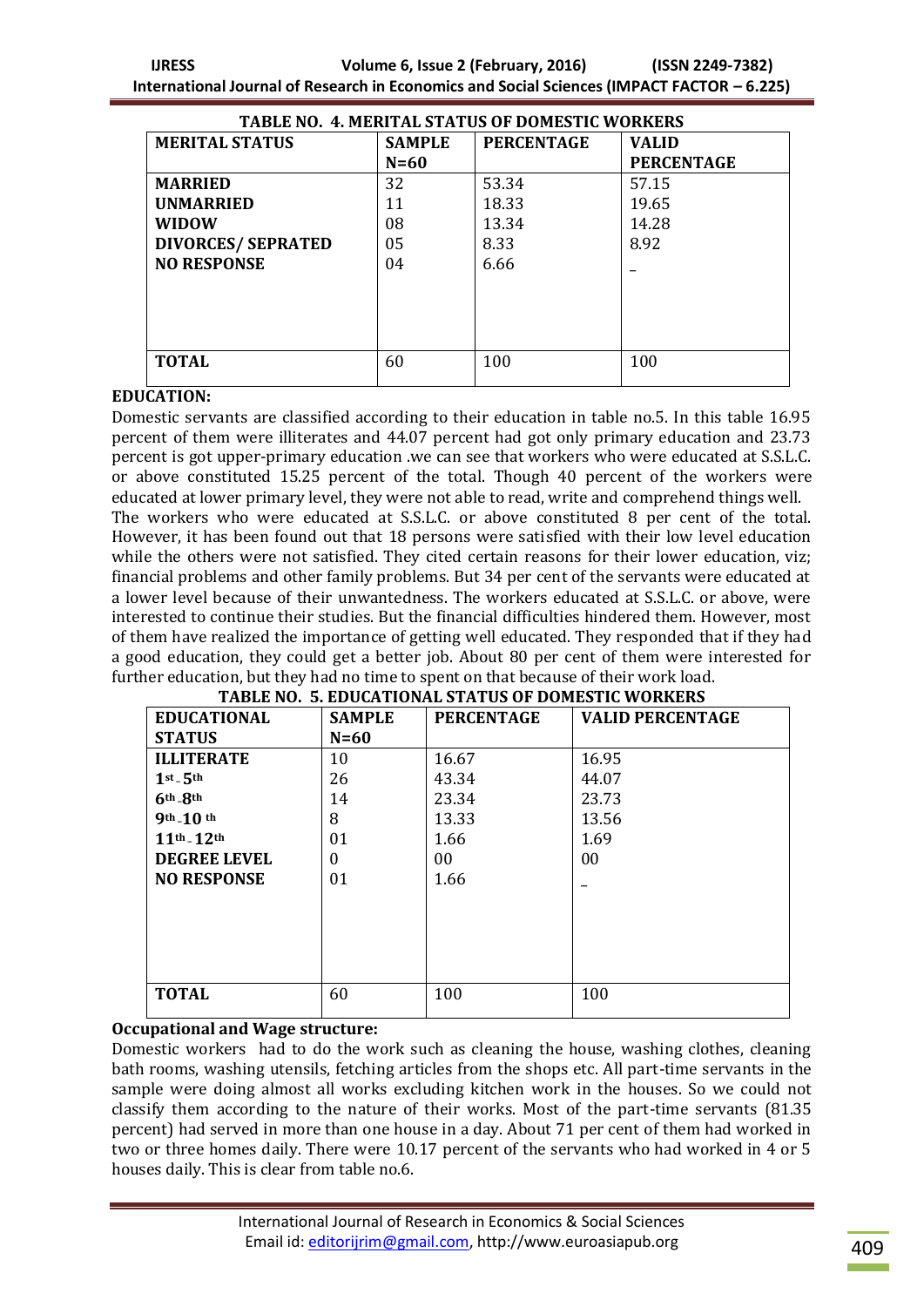**TABLE NO. 4. MERITAL STATUS OF DOMESTIC WORKERS**

| MERITAL STATUS | SAMPLE N=60 | PERCENTAGE | VALID PERCENTAGE |
|---|---|---|---|
| MARRIED | 32 | 53.34 | 57.15 |
| UNMARRIED | 11 | 18.33 | 19.65 |
| WIDOW | 08 | 13.34 | 14.28 |
| DIVORCES/ SEPRATED | 05 | 8.33 | 8.92 |
| NO RESPONSE | 04 | 6.66 | _ |
| TOTAL | 60 | 100 | 100 |

**EDUCATION:**

Domestic servants are classified according to their education in table no.5. In this table 16.95 percent of them were illiterates and 44.07 percent had got only primary education and 23.73 percent is got upper-primary education .we can see that workers who were educated at S.S.L.C. or above constituted 15.25 percent of the total. Though 40 percent of the workers were educated at lower primary level, they were not able to read, write and comprehend things well. The workers who were educated at S.S.L.C. or above constituted 8 per cent of the total. However, it has been found out that 18 persons were satisfied with their low level education while the others were not satisfied. They cited certain reasons for their lower education, viz; financial problems and other family problems. But 34 per cent of the servants were educated at a lower level because of their unwantedness. The workers educated at S.S.L.C. or above, were interested to continue their studies. But the financial difficulties hindered them. However, most of them have realized the importance of getting well educated. They responded that if they had a good education, they could get a better job. About 80 per cent of them were interested for further education, but they had no time to spent on that because of their work load.

**TABLE NO. 5. EDUCATIONAL STATUS OF DOMESTIC WORKERS**

| EDUCATIONAL STATUS | SAMPLE N=60 | PERCENTAGE | VALID PERCENTAGE |
|---|---|---|---|
| ILLITERATE | 10 | 16.67 | 16.95 |
| 1st - 5th | 26 | 43.34 | 44.07 |
| 6th -8th | 14 | 23.34 | 23.73 |
| 9th -10 th | 8 | 13.33 | 13.56 |
| 11th - 12th | 01 | 1.66 | 1.69 |
| DEGREE LEVEL | 0 | 00 | 00 |
| NO RESPONSE | 01 | 1.66 | _ |
| TOTAL | 60 | 100 | 100 |

**Occupational and Wage structure:**

Domestic workers had to do the work such as cleaning the house, washing clothes, cleaning bath rooms, washing utensils, fetching articles from the shops etc. All part-time servants in the sample were doing almost all works excluding kitchen work in the houses. So we could not classify them according to the nature of their works. Most of the part-time servants (81.35 percent) had served in more than one house in a day. About 71 per cent of them had worked in two or three homes daily. There were 10.17 percent of the servants who had worked in 4 or 5 houses daily. This is clear from table no.6.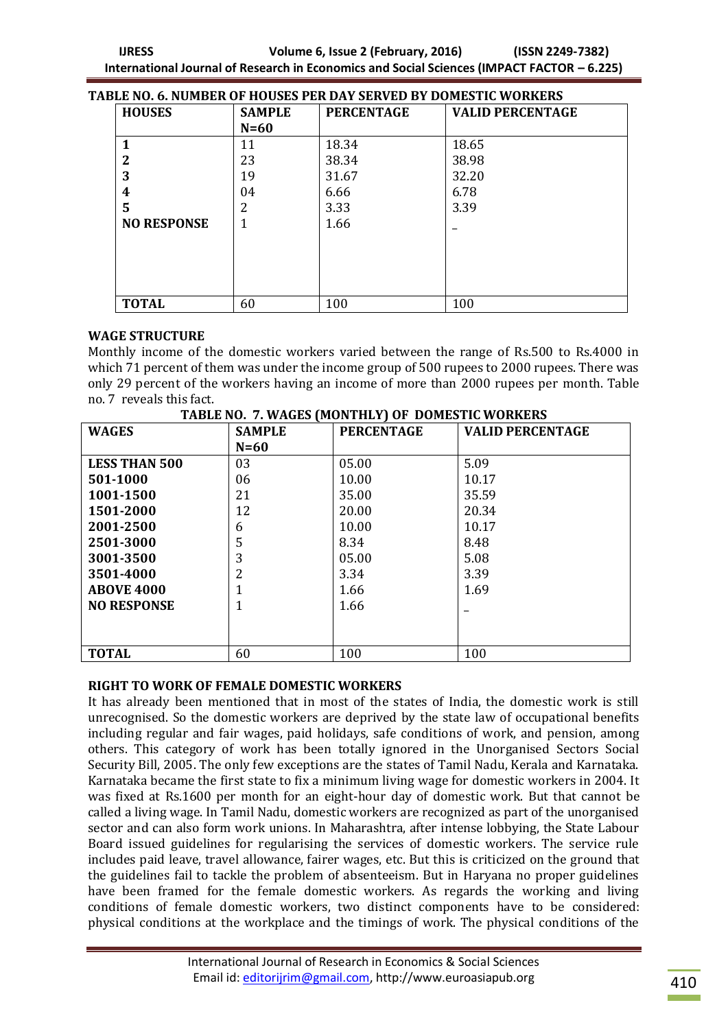**TABLE NO. 6. NUMBER OF HOUSES PER DAY SERVED BY DOMESTIC WORKERS**

| HOUSES | SAMPLE N=60 | PERCENTAGE | VALID PERCENTAGE |
|---|---|---|---|
| 1 | 11 | 18.34 | 18.65 |
| 2 | 23 | 38.34 | 38.98 |
| 3 | 19 | 31.67 | 32.20 |
| 4 | 04 | 6.66 | 6.78 |
| 5 | 2 | 3.33 | 3.39 |
| NO RESPONSE | 1 | 1.66 | _ |
| TOTAL | 60 | 100 | 100 |

## WAGE STRUCTURE

Monthly income of the domestic workers varied between the range of Rs.500 to Rs.4000 in which 71 percent of them was under the income group of 500 rupees to 2000 rupees. There was only 29 percent of the workers having an income of more than 2000 rupees per month. Table no. 7 reveals this fact.

**TABLE NO. 7. WAGES (MONTHLY) OF DOMESTIC WORKERS**

| WAGES | SAMPLE N=60 | PERCENTAGE | VALID PERCENTAGE |
|---|---|---|---|
| LESS THAN 500 | 03 | 05.00 | 5.09 |
| 501-1000 | 06 | 10.00 | 10.17 |
| 1001-1500 | 21 | 35.00 | 35.59 |
| 1501-2000 | 12 | 20.00 | 20.34 |
| 2001-2500 | 6 | 10.00 | 10.17 |
| 2501-3000 | 5 | 8.34 | 8.48 |
| 3001-3500 | 3 | 05.00 | 5.08 |
| 3501-4000 | 2 | 3.34 | 3.39 |
| ABOVE 4000 | 1 | 1.66 | 1.69 |
| NO RESPONSE | 1 | 1.66 | _ |
| TOTAL | 60 | 100 | 100 |

## RIGHT TO WORK OF FEMALE DOMESTIC WORKERS

It has already been mentioned that in most of the states of India, the domestic work is still unrecognised. So the domestic workers are deprived by the state law of occupational benefits including regular and fair wages, paid holidays, safe conditions of work, and pension, among others. This category of work has been totally ignored in the Unorganised Sectors Social Security Bill, 2005. The only few exceptions are the states of Tamil Nadu, Kerala and Karnataka. Karnataka became the first state to fix a minimum living wage for domestic workers in 2004. It was fixed at Rs.1600 per month for an eight-hour day of domestic work. But that cannot be called a living wage. In Tamil Nadu, domestic workers are recognized as part of the unorganised sector and can also form work unions. In Maharashtra, after intense lobbying, the State Labour Board issued guidelines for regularising the services of domestic workers. The service rule includes paid leave, travel allowance, fairer wages, etc. But this is criticized on the ground that the guidelines fail to tackle the problem of absenteeism. But in Haryana no proper guidelines have been framed for the female domestic workers. As regards the working and living conditions of female domestic workers, two distinct components have to be considered: physical conditions at the workplace and the timings of work. The physical conditions of the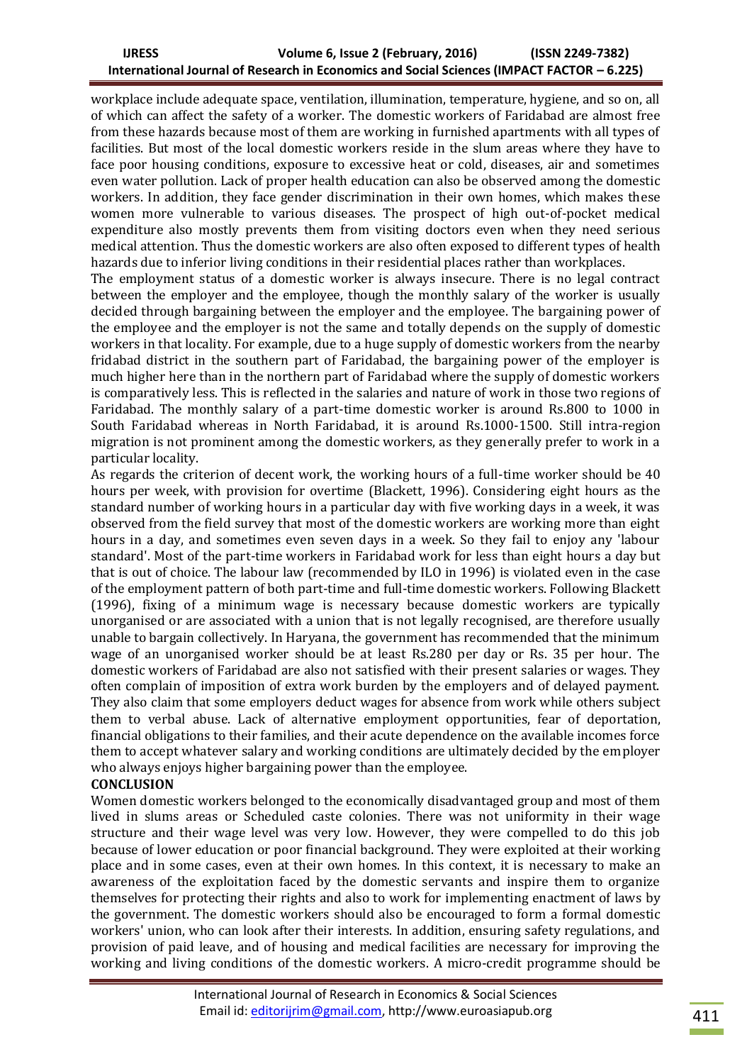workplace include adequate space, ventilation, illumination, temperature, hygiene, and so on, all of which can affect the safety of a worker. The domestic workers of Faridabad are almost free from these hazards because most of them are working in furnished apartments with all types of facilities. But most of the local domestic workers reside in the slum areas where they have to face poor housing conditions, exposure to excessive heat or cold, diseases, air and sometimes even water pollution. Lack of proper health education can also be observed among the domestic workers. In addition, they face gender discrimination in their own homes, which makes these women more vulnerable to various diseases. The prospect of high out-of-pocket medical expenditure also mostly prevents them from visiting doctors even when they need serious medical attention. Thus the domestic workers are also often exposed to different types of health hazards due to inferior living conditions in their residential places rather than workplaces.

The employment status of a domestic worker is always insecure. There is no legal contract between the employer and the employee, though the monthly salary of the worker is usually decided through bargaining between the employer and the employee. The bargaining power of the employee and the employer is not the same and totally depends on the supply of domestic workers in that locality. For example, due to a huge supply of domestic workers from the nearby fridabad district in the southern part of Faridabad, the bargaining power of the employer is much higher here than in the northern part of Faridabad where the supply of domestic workers is comparatively less. This is reflected in the salaries and nature of work in those two regions of Faridabad. The monthly salary of a part-time domestic worker is around Rs.800 to 1000 in South Faridabad whereas in North Faridabad, it is around Rs.1000-1500. Still intra-region migration is not prominent among the domestic workers, as they generally prefer to work in a particular locality.

As regards the criterion of decent work, the working hours of a full-time worker should be 40 hours per week, with provision for overtime (Blackett, 1996). Considering eight hours as the standard number of working hours in a particular day with five working days in a week, it was observed from the field survey that most of the domestic workers are working more than eight hours in a day, and sometimes even seven days in a week. So they fail to enjoy any 'labour standard'. Most of the part-time workers in Faridabad work for less than eight hours a day but that is out of choice. The labour law (recommended by ILO in 1996) is violated even in the case of the employment pattern of both part-time and full-time domestic workers. Following Blackett (1996), fixing of a minimum wage is necessary because domestic workers are typically unorganised or are associated with a union that is not legally recognised, are therefore usually unable to bargain collectively. In Haryana, the government has recommended that the minimum wage of an unorganised worker should be at least Rs.280 per day or Rs. 35 per hour. The domestic workers of Faridabad are also not satisfied with their present salaries or wages. They often complain of imposition of extra work burden by the employers and of delayed payment. They also claim that some employers deduct wages for absence from work while others subject them to verbal abuse. Lack of alternative employment opportunities, fear of deportation, financial obligations to their families, and their acute dependence on the available incomes force them to accept whatever salary and working conditions are ultimately decided by the employer who always enjoys higher bargaining power than the employee.

**CONCLUSION**

Women domestic workers belonged to the economically disadvantaged group and most of them lived in slums areas or Scheduled caste colonies. There was not uniformity in their wage structure and their wage level was very low. However, they were compelled to do this job because of lower education or poor financial background. They were exploited at their working place and in some cases, even at their own homes. In this context, it is necessary to make an awareness of the exploitation faced by the domestic servants and inspire them to organize themselves for protecting their rights and also to work for implementing enactment of laws by the government. The domestic workers should also be encouraged to form a formal domestic workers' union, who can look after their interests. In addition, ensuring safety regulations, and provision of paid leave, and of housing and medical facilities are necessary for improving the working and living conditions of the domestic workers. A micro-credit programme should be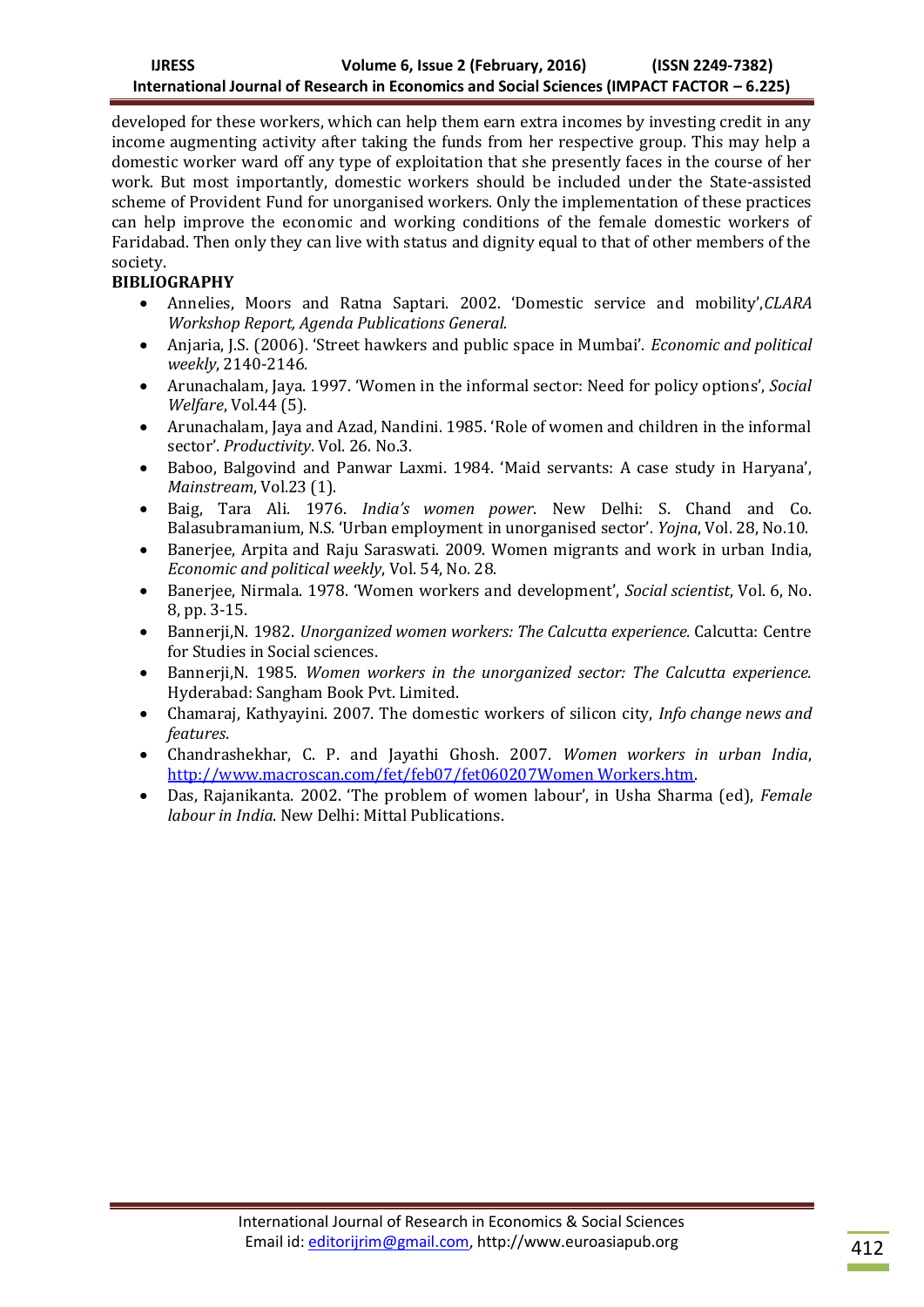developed for these workers, which can help them earn extra incomes by investing credit in any income augmenting activity after taking the funds from her respective group. This may help a domestic worker ward off any type of exploitation that she presently faces in the course of her work. But most importantly, domestic workers should be included under the State-assisted scheme of Provident Fund for unorganised workers. Only the implementation of these practices can help improve the economic and working conditions of the female domestic workers of Faridabad. Then only they can live with status and dignity equal to that of other members of the society.

**BIBLIOGRAPHY**

- Annelies, Moors and Ratna Saptari. 2002. 'Domestic service and mobility',*CLARA Workshop Report, Agenda Publications General.*
- Anjaria, J.S. (2006). 'Street hawkers and public space in Mumbai'. *Economic and political weekly*, 2140-2146.
- Arunachalam, Jaya. 1997. 'Women in the informal sector: Need for policy options', *Social Welfare*, Vol.44 (5).
- Arunachalam, Jaya and Azad, Nandini. 1985. 'Role of women and children in the informal sector'. *Productivity*. Vol. 26. No.3.
- Baboo, Balgovind and Panwar Laxmi. 1984. 'Maid servants: A case study in Haryana', *Mainstream*, Vol.23 (1).
- Baig, Tara Ali. 1976. *India's women power*. New Delhi: S. Chand and Co. Balasubramanium, N.S. 'Urban employment in unorganised sector'. *Yojna*, Vol. 28, No.10.
- Banerjee, Arpita and Raju Saraswati. 2009. Women migrants and work in urban India, *Economic and political weekly*, Vol. 54, No. 28.
- Banerjee, Nirmala. 1978. 'Women workers and development', *Social scientist*, Vol. 6, No. 8, pp. 3-15.
- Bannerji,N. 1982. *Unorganized women workers: The Calcutta experience.* Calcutta: Centre for Studies in Social sciences.
- Bannerji,N. 1985. *Women workers in the unorganized sector: The Calcutta experience.* Hyderabad: Sangham Book Pvt. Limited.
- Chamaraj, Kathyayini. 2007. The domestic workers of silicon city, *Info change news and features*.
- Chandrashekhar, C. P. and Jayathi Ghosh. 2007. *Women workers in urban India*, http://www.macroscan.com/fet/feb07/fet060207Women Workers.htm.
- Das, Rajanikanta. 2002. 'The problem of women labour', in Usha Sharma (ed), *Female labour in India*. New Delhi: Mittal Publications.